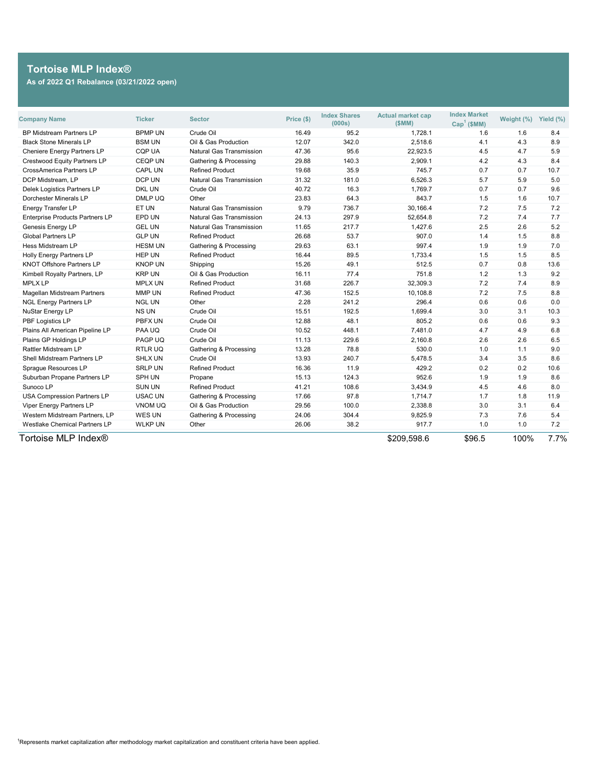## Tortoise MLP Index®

**As of 2022 Q1 Rebalance (03/21/2022 open)**

| Company Name | Ticker | Sector | Price ($) | Index Shares (000s) | Actual market cap ($MM) | Index Market Cap[1] ($MM) | Weight (%) | Yield (%) |
|---|---|---|---|---|---|---|---|---|
| BP Midstream Partners LP | BPMP UN | Crude Oil | 16.49 | 95.2 | 1,728.1 | 1.6 | 1.6 | 8.4 |
| Black Stone Minerals LP | BSM UN | Oil & Gas Production | 12.07 | 342.0 | 2,518.6 | 4.1 | 4.3 | 8.9 |
| Cheniere Energy Partners LP | CQP UA | Natural Gas Transmission | 47.36 | 95.6 | 22,923.5 | 4.5 | 4.7 | 5.9 |
| Crestwood Equity Partners LP | CEQP UN | Gathering & Processing | 29.88 | 140.3 | 2,909.1 | 4.2 | 4.3 | 8.4 |
| CrossAmerica Partners LP | CAPL UN | Refined Product | 19.68 | 35.9 | 745.7 | 0.7 | 0.7 | 10.7 |
| DCP Midstream, LP | DCP UN | Natural Gas Transmission | 31.32 | 181.0 | 6,526.3 | 5.7 | 5.9 | 5.0 |
| Delek Logistics Partners LP | DKL UN | Crude Oil | 40.72 | 16.3 | 1,769.7 | 0.7 | 0.7 | 9.6 |
| Dorchester Minerals LP | DMLP UQ | Other | 23.83 | 64.3 | 843.7 | 1.5 | 1.6 | 10.7 |
| Energy Transfer LP | ET UN | Natural Gas Transmission | 9.79 | 736.7 | 30,166.4 | 7.2 | 7.5 | 7.2 |
| Enterprise Products Partners LP | EPD UN | Natural Gas Transmission | 24.13 | 297.9 | 52,654.8 | 7.2 | 7.4 | 7.7 |
| Genesis Energy LP | GEL UN | Natural Gas Transmission | 11.65 | 217.7 | 1,427.6 | 2.5 | 2.6 | 5.2 |
| Global Partners LP | GLP UN | Refined Product | 26.68 | 53.7 | 907.0 | 1.4 | 1.5 | 8.8 |
| Hess Midstream LP | HESM UN | Gathering & Processing | 29.63 | 63.1 | 997.4 | 1.9 | 1.9 | 7.0 |
| Holly Energy Partners LP | HEP UN | Refined Product | 16.44 | 89.5 | 1,733.4 | 1.5 | 1.5 | 8.5 |
| KNOT Offshore Partners LP | KNOP UN | Shipping | 15.26 | 49.1 | 512.5 | 0.7 | 0.8 | 13.6 |
| Kimbell Royalty Partners, LP | KRP UN | Oil & Gas Production | 16.11 | 77.4 | 751.8 | 1.2 | 1.3 | 9.2 |
| MPLX LP | MPLX UN | Refined Product | 31.68 | 226.7 | 32,309.3 | 7.2 | 7.4 | 8.9 |
| Magellan Midstream Partners | MMP UN | Refined Product | 47.36 | 152.5 | 10,108.8 | 7.2 | 7.5 | 8.8 |
| NGL Energy Partners LP | NGL UN | Other | 2.28 | 241.2 | 296.4 | 0.6 | 0.6 | 0.0 |
| NuStar Energy LP | NS UN | Crude Oil | 15.51 | 192.5 | 1,699.4 | 3.0 | 3.1 | 10.3 |
| PBF Logistics LP | PBFX UN | Crude Oil | 12.88 | 48.1 | 805.2 | 0.6 | 0.6 | 9.3 |
| Plains All American Pipeline LP | PAA UQ | Crude Oil | 10.52 | 448.1 | 7,481.0 | 4.7 | 4.9 | 6.8 |
| Plains GP Holdings LP | PAGP UQ | Crude Oil | 11.13 | 229.6 | 2,160.8 | 2.6 | 2.6 | 6.5 |
| Rattler Midstream LP | RTLR UQ | Gathering & Processing | 13.28 | 78.8 | 530.0 | 1.0 | 1.1 | 9.0 |
| Shell Midstream Partners LP | SHLX UN | Crude Oil | 13.93 | 240.7 | 5,478.5 | 3.4 | 3.5 | 8.6 |
| Sprague Resources LP | SRLP UN | Refined Product | 16.36 | 11.9 | 429.2 | 0.2 | 0.2 | 10.6 |
| Suburban Propane Partners LP | SPH UN | Propane | 15.13 | 124.3 | 952.6 | 1.9 | 1.9 | 8.6 |
| Sunoco LP | SUN UN | Refined Product | 41.21 | 108.6 | 3,434.9 | 4.5 | 4.6 | 8.0 |
| USA Compression Partners LP | USAC UN | Gathering & Processing | 17.66 | 97.8 | 1,714.7 | 1.7 | 1.8 | 11.9 |
| Viper Energy Partners LP | VNOM UQ | Oil & Gas Production | 29.56 | 100.0 | 2,338.8 | 3.0 | 3.1 | 6.4 |
| Western Midstream Partners, LP | WES UN | Gathering & Processing | 24.06 | 304.4 | 9,825.9 | 7.3 | 7.6 | 5.4 |
| Westlake Chemical Partners LP | WLKP UN | Other | 26.06 | 38.2 | 917.7 | 1.0 | 1.0 | 7.2 |
| **Tortoise MLP Index®** | | | | | $209,598.6 | $96.5 | 100% | 7.7% |

[1]Represents market capitalization after methodology market capitalization and constituent criteria have been applied.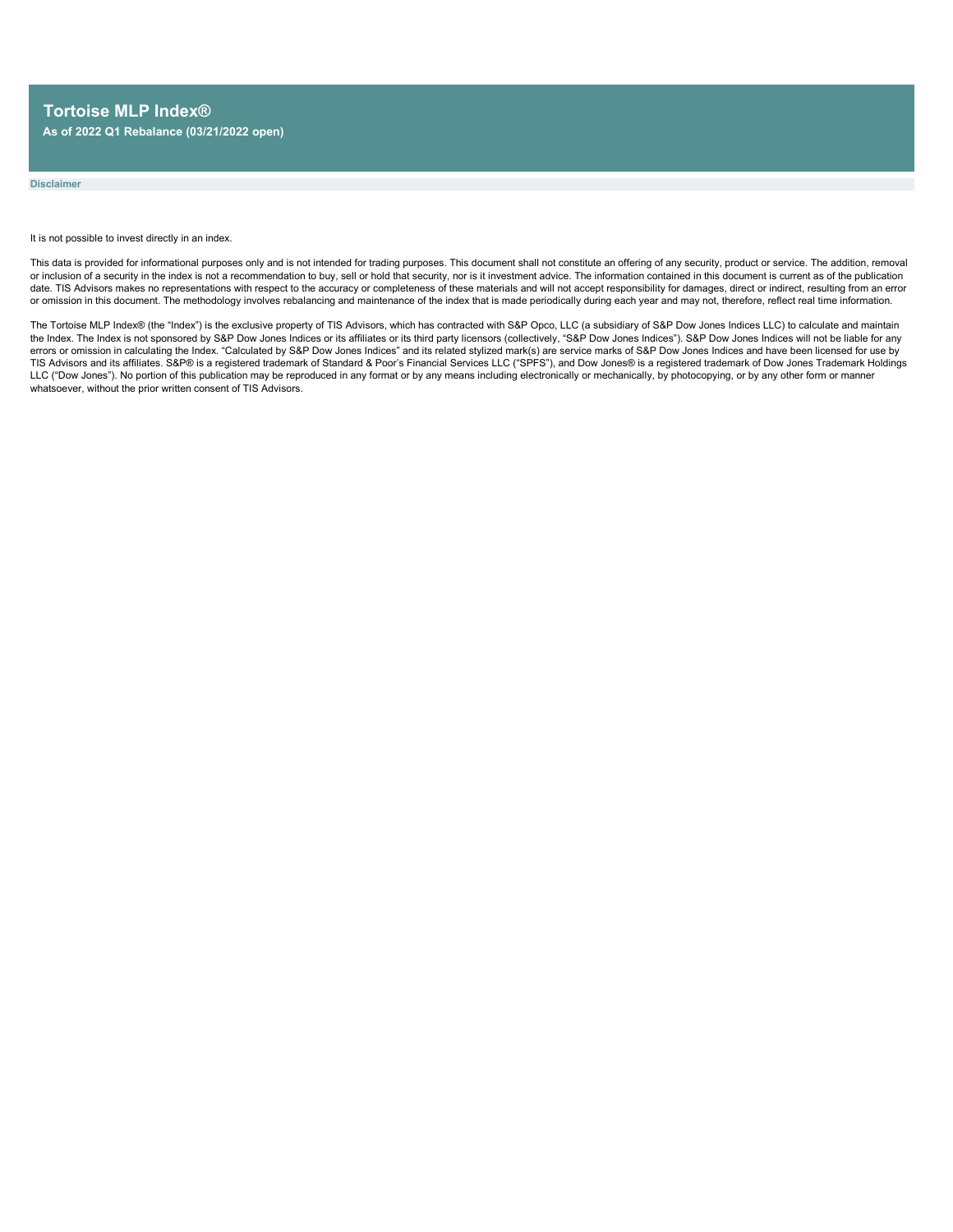# Tortoise MLP Index®

**As of 2022 Q1 Rebalance (03/21/2022 open)**

## Disclaimer

It is not possible to invest directly in an index.

This data is provided for informational purposes only and is not intended for trading purposes. This document shall not constitute an offering of any security, product or service. The addition, removal or inclusion of a security in the index is not a recommendation to buy, sell or hold that security, nor is it investment advice. The information contained in this document is current as of the publication date. TIS Advisors makes no representations with respect to the accuracy or completeness of these materials and will not accept responsibility for damages, direct or indirect, resulting from an error or omission in this document. The methodology involves rebalancing and maintenance of the index that is made periodically during each year and may not, therefore, reflect real time information.

The Tortoise MLP Index® (the "Index") is the exclusive property of TIS Advisors, which has contracted with S&P Opco, LLC (a subsidiary of S&P Dow Jones Indices LLC) to calculate and maintain the Index. The Index is not sponsored by S&P Dow Jones Indices or its affiliates or its third party licensors (collectively, "S&P Dow Jones Indices"). S&P Dow Jones Indices will not be liable for any errors or omission in calculating the Index. "Calculated by S&P Dow Jones Indices" and its related stylized mark(s) are service marks of S&P Dow Jones Indices and have been licensed for use by TIS Advisors and its affiliates. S&P® is a registered trademark of Standard & Poor's Financial Services LLC ("SPFS"), and Dow Jones® is a registered trademark of Dow Jones Trademark Holdings LLC ("Dow Jones"). No portion of this publication may be reproduced in any format or by any means including electronically or mechanically, by photocopying, or by any other form or manner whatsoever, without the prior written consent of TIS Advisors.